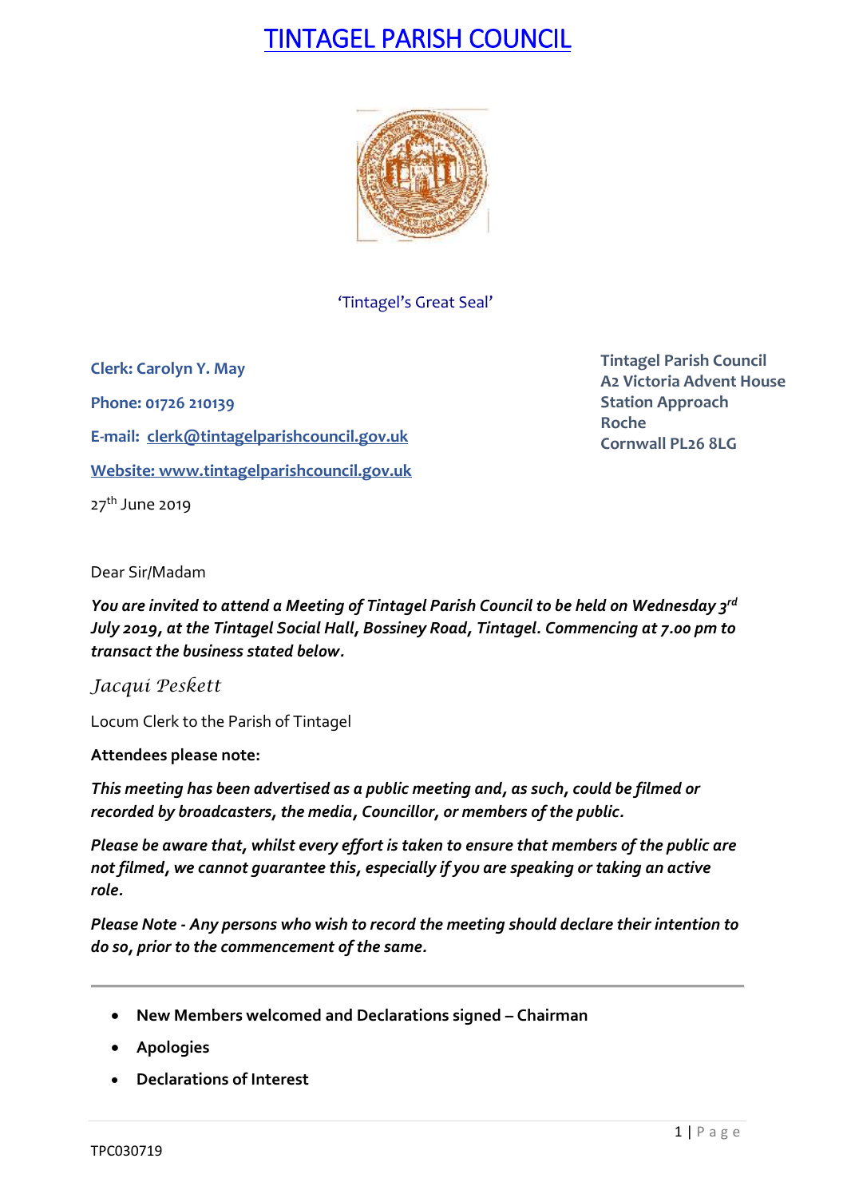# TINTAGEL PARISH COUNCIL

'Tintagel's Great Seal'

**Clerk: Carolyn Y. May**

**Phone: 01726 210139**

**E-mail: clerk@tintagelparishcouncil.gov.uk**

**Website: www.tintagelparishcouncil.gov.uk**

27th June 2019

**Tintagel Parish Council**
**A2 Victoria Advent House**
**Station Approach**
**Roche**
**Cornwall PL26 8LG**

Dear Sir/Madam

***You are invited to attend a Meeting of Tintagel Parish Council to be held on Wednesday 3rd July 2019, at the Tintagel Social Hall, Bossiney Road, Tintagel. Commencing at 7.00 pm to transact the business stated below.***

*Jacqui Peskett*

Locum Clerk to the Parish of Tintagel

**Attendees please note:**

***This meeting has been advertised as a public meeting and, as such, could be filmed or recorded by broadcasters, the media, Councillor, or members of the public.***

***Please be aware that, whilst every effort is taken to ensure that members of the public are not filmed, we cannot guarantee this, especially if you are speaking or taking an active role.***

***Please Note - Any persons who wish to record the meeting should declare their intention to do so, prior to the commencement of the same.***

---

- **New Members welcomed and Declarations signed – Chairman**
- **Apologies**
- **Declarations of Interest**

TPC030719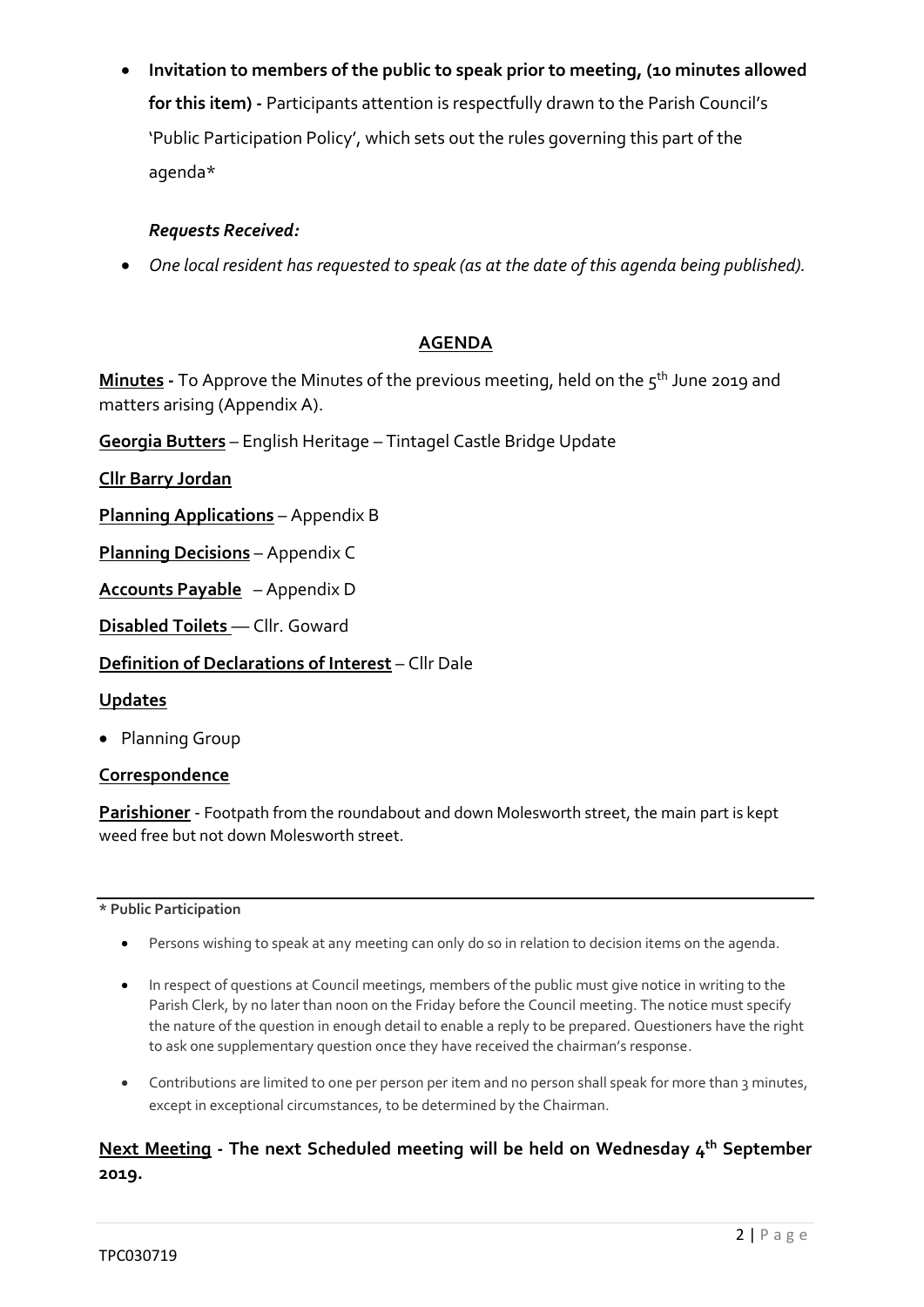- **Invitation to members of the public to speak prior to meeting, (10 minutes allowed for this item) -** Participants attention is respectfully drawn to the Parish Council's 'Public Participation Policy', which sets out the rules governing this part of the agenda*

***Requests Received:***

- *One local resident has requested to speak (as at the date of this agenda being published).*

## AGENDA

**Minutes -** To Approve the Minutes of the previous meeting, held on the 5th June 2019 and matters arising (Appendix A).

**Georgia Butters** – English Heritage – Tintagel Castle Bridge Update

**Cllr Barry Jordan**

**Planning Applications** – Appendix B

**Planning Decisions** – Appendix C

**Accounts Payable** – Appendix D

**Disabled Toilets** — Cllr. Goward

**Definition of Declarations of Interest** – Cllr Dale

**Updates**

- Planning Group

**Correspondence**

**Parishioner** - Footpath from the roundabout and down Molesworth street, the main part is kept weed free but not down Molesworth street.

---

**\* Public Participation**

- Persons wishing to speak at any meeting can only do so in relation to decision items on the agenda.
- In respect of questions at Council meetings, members of the public must give notice in writing to the Parish Clerk, by no later than noon on the Friday before the Council meeting. The notice must specify the nature of the question in enough detail to enable a reply to be prepared. Questioners have the right to ask one supplementary question once they have received the chairman's response.
- Contributions are limited to one per person per item and no person shall speak for more than 3 minutes, except in exceptional circumstances, to be determined by the Chairman.

**Next Meeting - The next Scheduled meeting will be held on Wednesday 4th September 2019.**

TPC030719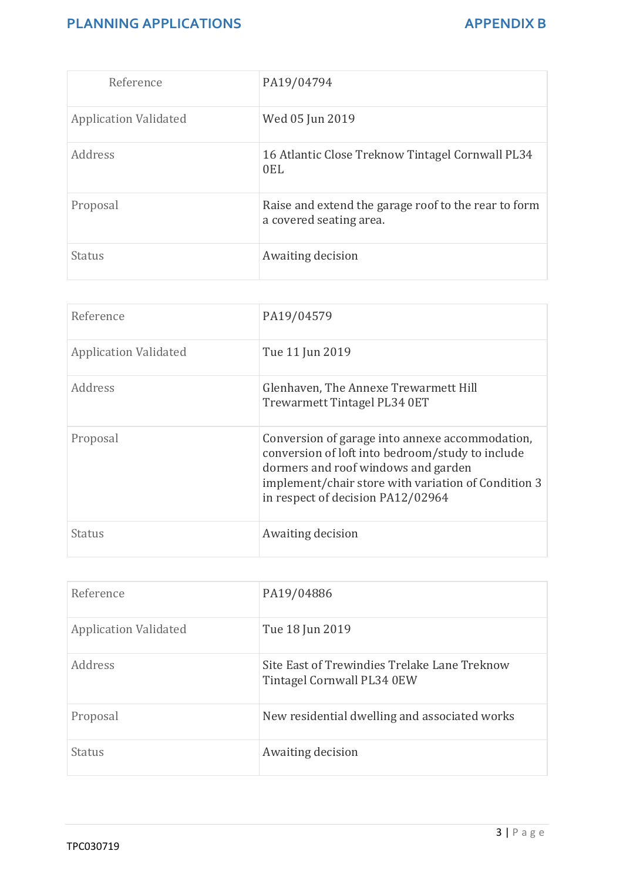| Reference | PA19/04794 |
| --- | --- |
| Application Validated | Wed 05 Jun 2019 |
| Address | 16 Atlantic Close Treknow Tintagel Cornwall PL34 0EL |
| Proposal | Raise and extend the garage roof to the rear to form a covered seating area. |
| Status | Awaiting decision |

| Reference | PA19/04579 |
| --- | --- |
| Application Validated | Tue 11 Jun 2019 |
| Address | Glenhaven, The Annexe Trewarmett Hill Trewarmett Tintagel PL34 0ET |
| Proposal | Conversion of garage into annexe accommodation, conversion of loft into bedroom/study to include dormers and roof windows and garden implement/chair store with variation of Condition 3 in respect of decision PA12/02964 |
| Status | Awaiting decision |

| Reference | PA19/04886 |
| --- | --- |
| Application Validated | Tue 18 Jun 2019 |
| Address | Site East of Trewindies Trelake Lane Treknow Tintagel Cornwall PL34 0EW |
| Proposal | New residential dwelling and associated works |
| Status | Awaiting decision |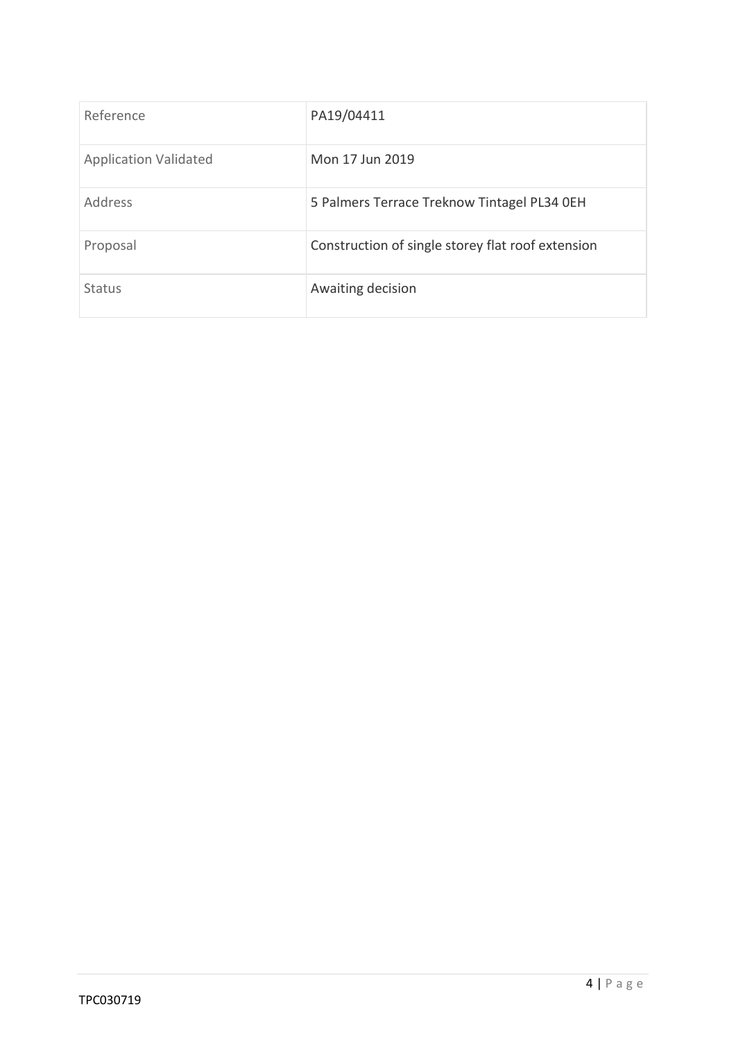| Reference | PA19/04411 |
| --- | --- |
| Application Validated | Mon 17 Jun 2019 |
| Address | 5 Palmers Terrace Treknow Tintagel PL34 0EH |
| Proposal | Construction of single storey flat roof extension |
| Status | Awaiting decision |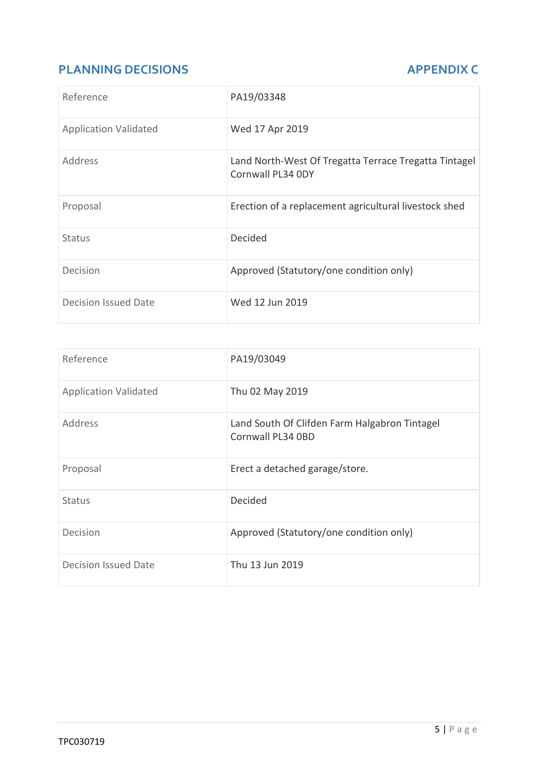## PLANNING DECISIONS — APPENDIX C

| Reference | PA19/03348 |
|---|---|
| Application Validated | Wed 17 Apr 2019 |
| Address | Land North-West Of Tregatta Terrace Tregatta Tintagel Cornwall PL34 0DY |
| Proposal | Erection of a replacement agricultural livestock shed |
| Status | Decided |
| Decision | Approved (Statutory/one condition only) |
| Decision Issued Date | Wed 12 Jun 2019 |

| Reference | PA19/03049 |
|---|---|
| Application Validated | Thu 02 May 2019 |
| Address | Land South Of Clifden Farm Halgabron Tintagel Cornwall PL34 0BD |
| Proposal | Erect a detached garage/store. |
| Status | Decided |
| Decision | Approved (Statutory/one condition only) |
| Decision Issued Date | Thu 13 Jun 2019 |

TPC030719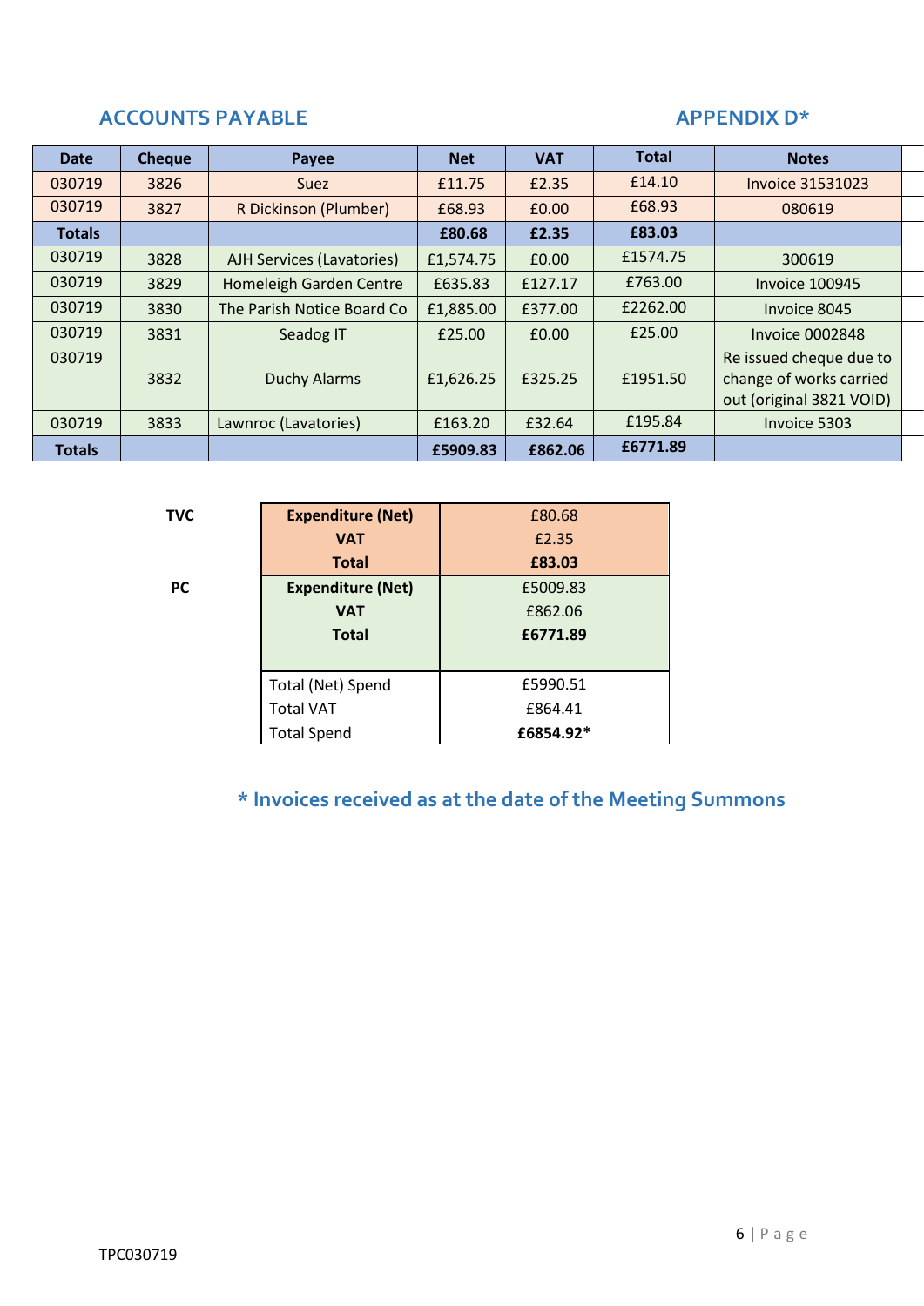## ACCOUNTS PAYABLE

## APPENDIX D*

| Date | Cheque | Payee | Net | VAT | Total | Notes |
|---|---|---|---|---|---|---|
| 030719 | 3826 | Suez | £11.75 | £2.35 | £14.10 | Invoice 31531023 |
| 030719 | 3827 | R Dickinson (Plumber) | £68.93 | £0.00 | £68.93 | 080619 |
| **Totals** | | | **£80.68** | **£2.35** | **£83.03** | |
| 030719 | 3828 | AJH Services (Lavatories) | £1,574.75 | £0.00 | £1574.75 | 300619 |
| 030719 | 3829 | Homeleigh Garden Centre | £635.83 | £127.17 | £763.00 | Invoice 100945 |
| 030719 | 3830 | The Parish Notice Board Co | £1,885.00 | £377.00 | £2262.00 | Invoice 8045 |
| 030719 | 3831 | Seadog IT | £25.00 | £0.00 | £25.00 | Invoice 0002848 |
| 030719 | 3832 | Duchy Alarms | £1,626.25 | £325.25 | £1951.50 | Re issued cheque due to change of works carried out (original 3821 VOID) |
| 030719 | 3833 | Lawnroc (Lavatories) | £163.20 | £32.64 | £195.84 | Invoice 5303 |
| **Totals** | | | **£5909.83** | **£862.06** | **£6771.89** | |

| | | |
|---|---|---|
| **TVC** | **Expenditure (Net)** | £80.68 |
| | **VAT** | £2.35 |
| | **Total** | **£83.03** |
| **PC** | **Expenditure (Net)** | £5009.83 |
| | **VAT** | £862.06 |
| | **Total** | **£6771.89** |
| | Total (Net) Spend | £5990.51 |
| | Total VAT | £864.41 |
| | Total Spend | **£6854.92*** |

**\* Invoices received as at the date of the Meeting Summons**

TPC030719